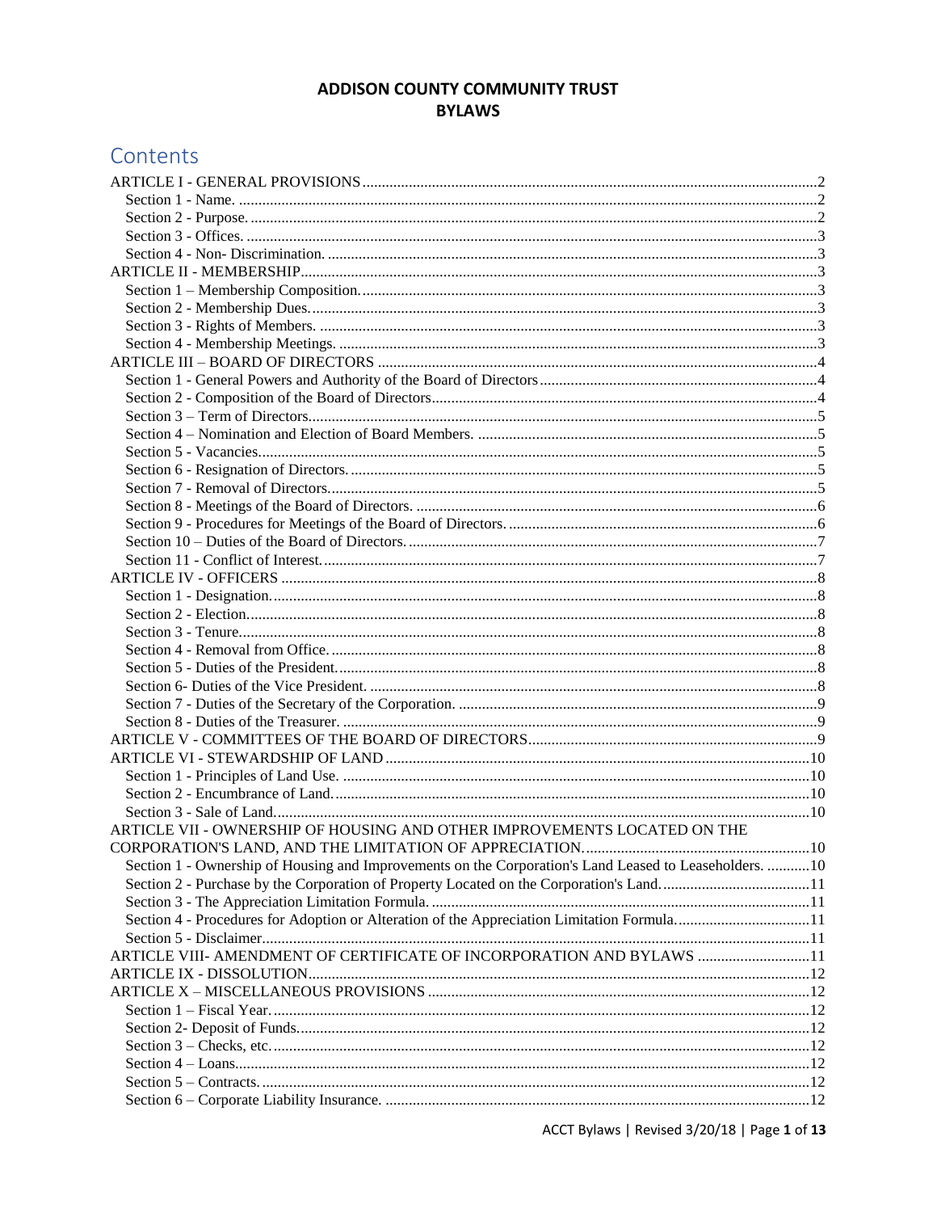# ADDISON COUNTY COMMUNITY TRUST BYLAWS

## Contents

ARTICLE I - GENERAL PROVISIONS ..... 2
- Section 1 - Name. ..... 2
- Section 2 - Purpose. ..... 2
- Section 3 - Offices. ..... 3
- Section 4 - Non- Discrimination. ..... 3

ARTICLE II - MEMBERSHIP ..... 3
- Section 1 – Membership Composition. ..... 3
- Section 2 - Membership Dues. ..... 3
- Section 3 - Rights of Members. ..... 3
- Section 4 - Membership Meetings. ..... 3

ARTICLE III – BOARD OF DIRECTORS ..... 4
- Section 1 - General Powers and Authority of the Board of Directors ..... 4
- Section 2 - Composition of the Board of Directors ..... 4
- Section 3 – Term of Directors. ..... 5
- Section 4 – Nomination and Election of Board Members. ..... 5
- Section 5 - Vacancies. ..... 5
- Section 6 - Resignation of Directors. ..... 5
- Section 7 - Removal of Directors. ..... 5
- Section 8 - Meetings of the Board of Directors. ..... 6
- Section 9 - Procedures for Meetings of the Board of Directors. ..... 6
- Section 10 – Duties of the Board of Directors. ..... 7
- Section 11 - Conflict of Interest. ..... 7

ARTICLE IV - OFFICERS ..... 8
- Section 1 - Designation. ..... 8
- Section 2 - Election. ..... 8
- Section 3 - Tenure. ..... 8
- Section 4 - Removal from Office. ..... 8
- Section 5 - Duties of the President. ..... 8
- Section 6- Duties of the Vice President. ..... 8
- Section 7 - Duties of the Secretary of the Corporation. ..... 9
- Section 8 - Duties of the Treasurer. ..... 9

ARTICLE V - COMMITTEES OF THE BOARD OF DIRECTORS ..... 9

ARTICLE VI - STEWARDSHIP OF LAND ..... 10
- Section 1 - Principles of Land Use. ..... 10
- Section 2 - Encumbrance of Land. ..... 10
- Section 3 - Sale of Land. ..... 10

ARTICLE VII - OWNERSHIP OF HOUSING AND OTHER IMPROVEMENTS LOCATED ON THE CORPORATION'S LAND, AND THE LIMITATION OF APPRECIATION. ..... 10
- Section 1 - Ownership of Housing and Improvements on the Corporation's Land Leased to Leaseholders. ..... 10
- Section 2 - Purchase by the Corporation of Property Located on the Corporation's Land. ..... 11
- Section 3 - The Appreciation Limitation Formula. ..... 11
- Section 4 - Procedures for Adoption or Alteration of the Appreciation Limitation Formula. ..... 11
- Section 5 - Disclaimer. ..... 11

ARTICLE VIII- AMENDMENT OF CERTIFICATE OF INCORPORATION AND BYLAWS ..... 11

ARTICLE IX - DISSOLUTION ..... 12

ARTICLE X – MISCELLANEOUS PROVISIONS ..... 12
- Section 1 – Fiscal Year. ..... 12
- Section 2- Deposit of Funds. ..... 12
- Section 3 – Checks, etc. ..... 12
- Section 4 – Loans. ..... 12
- Section 5 – Contracts. ..... 12
- Section 6 – Corporate Liability Insurance. ..... 12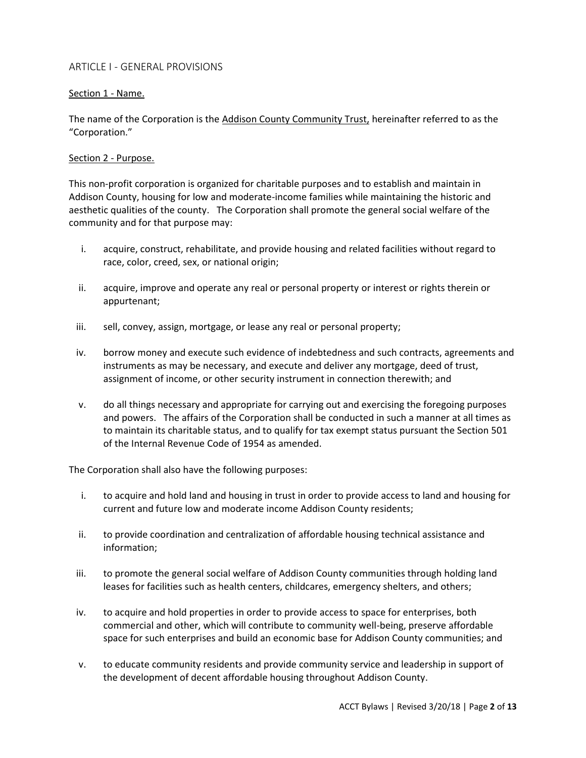## ARTICLE I - GENERAL PROVISIONS

### Section 1 - Name.

The name of the Corporation is the Addison County Community Trust, hereinafter referred to as the "Corporation."

### Section 2 - Purpose.

This non-profit corporation is organized for charitable purposes and to establish and maintain in Addison County, housing for low and moderate-income families while maintaining the historic and aesthetic qualities of the county. The Corporation shall promote the general social welfare of the community and for that purpose may:

i. acquire, construct, rehabilitate, and provide housing and related facilities without regard to race, color, creed, sex, or national origin;

ii. acquire, improve and operate any real or personal property or interest or rights therein or appurtenant;

iii. sell, convey, assign, mortgage, or lease any real or personal property;

iv. borrow money and execute such evidence of indebtedness and such contracts, agreements and instruments as may be necessary, and execute and deliver any mortgage, deed of trust, assignment of income, or other security instrument in connection therewith; and

v. do all things necessary and appropriate for carrying out and exercising the foregoing purposes and powers. The affairs of the Corporation shall be conducted in such a manner at all times as to maintain its charitable status, and to qualify for tax exempt status pursuant the Section 501 of the Internal Revenue Code of 1954 as amended.

The Corporation shall also have the following purposes:

i. to acquire and hold land and housing in trust in order to provide access to land and housing for current and future low and moderate income Addison County residents;

ii. to provide coordination and centralization of affordable housing technical assistance and information;

iii. to promote the general social welfare of Addison County communities through holding land leases for facilities such as health centers, childcares, emergency shelters, and others;

iv. to acquire and hold properties in order to provide access to space for enterprises, both commercial and other, which will contribute to community well-being, preserve affordable space for such enterprises and build an economic base for Addison County communities; and

v. to educate community residents and provide community service and leadership in support of the development of decent affordable housing throughout Addison County.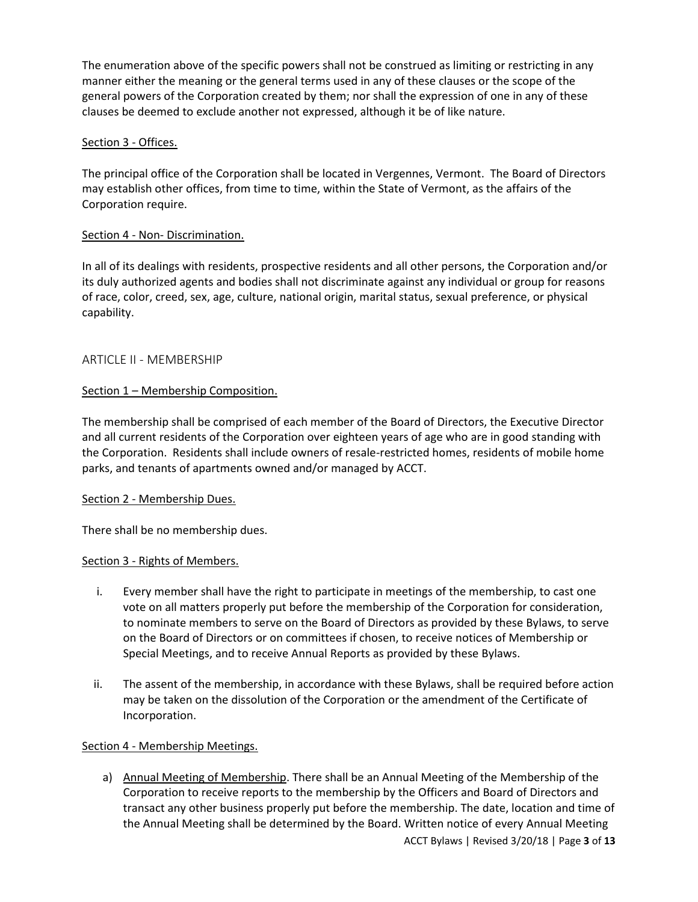The enumeration above of the specific powers shall not be construed as limiting or restricting in any manner either the meaning or the general terms used in any of these clauses or the scope of the general powers of the Corporation created by them; nor shall the expression of one in any of these clauses be deemed to exclude another not expressed, although it be of like nature.

Section 3 - Offices.

The principal office of the Corporation shall be located in Vergennes, Vermont. The Board of Directors may establish other offices, from time to time, within the State of Vermont, as the affairs of the Corporation require.

Section 4 - Non- Discrimination.

In all of its dealings with residents, prospective residents and all other persons, the Corporation and/or its duly authorized agents and bodies shall not discriminate against any individual or group for reasons of race, color, creed, sex, age, culture, national origin, marital status, sexual preference, or physical capability.

## ARTICLE II - MEMBERSHIP

Section 1 – Membership Composition.

The membership shall be comprised of each member of the Board of Directors, the Executive Director and all current residents of the Corporation over eighteen years of age who are in good standing with the Corporation. Residents shall include owners of resale-restricted homes, residents of mobile home parks, and tenants of apartments owned and/or managed by ACCT.

Section 2 - Membership Dues.

There shall be no membership dues.

Section 3 - Rights of Members.

i. Every member shall have the right to participate in meetings of the membership, to cast one vote on all matters properly put before the membership of the Corporation for consideration, to nominate members to serve on the Board of Directors as provided by these Bylaws, to serve on the Board of Directors or on committees if chosen, to receive notices of Membership or Special Meetings, and to receive Annual Reports as provided by these Bylaws.

ii. The assent of the membership, in accordance with these Bylaws, shall be required before action may be taken on the dissolution of the Corporation or the amendment of the Certificate of Incorporation.

Section 4 - Membership Meetings.

a) Annual Meeting of Membership. There shall be an Annual Meeting of the Membership of the Corporation to receive reports to the membership by the Officers and Board of Directors and transact any other business properly put before the membership. The date, location and time of the Annual Meeting shall be determined by the Board. Written notice of every Annual Meeting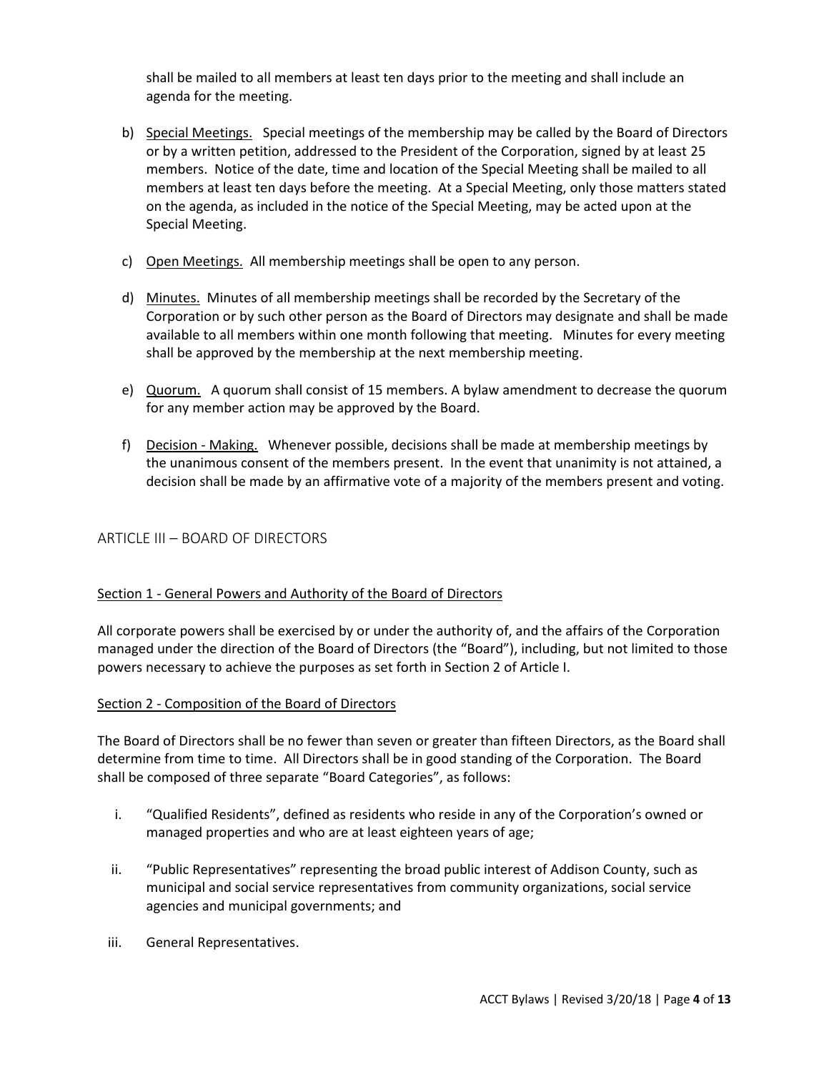shall be mailed to all members at least ten days prior to the meeting and shall include an agenda for the meeting.

b) Special Meetings. Special meetings of the membership may be called by the Board of Directors or by a written petition, addressed to the President of the Corporation, signed by at least 25 members. Notice of the date, time and location of the Special Meeting shall be mailed to all members at least ten days before the meeting. At a Special Meeting, only those matters stated on the agenda, as included in the notice of the Special Meeting, may be acted upon at the Special Meeting.

c) Open Meetings. All membership meetings shall be open to any person.

d) Minutes. Minutes of all membership meetings shall be recorded by the Secretary of the Corporation or by such other person as the Board of Directors may designate and shall be made available to all members within one month following that meeting. Minutes for every meeting shall be approved by the membership at the next membership meeting.

e) Quorum. A quorum shall consist of 15 members. A bylaw amendment to decrease the quorum for any member action may be approved by the Board.

f) Decision - Making. Whenever possible, decisions shall be made at membership meetings by the unanimous consent of the members present. In the event that unanimity is not attained, a decision shall be made by an affirmative vote of a majority of the members present and voting.

## ARTICLE III – BOARD OF DIRECTORS

### Section 1 - General Powers and Authority of the Board of Directors

All corporate powers shall be exercised by or under the authority of, and the affairs of the Corporation managed under the direction of the Board of Directors (the "Board"), including, but not limited to those powers necessary to achieve the purposes as set forth in Section 2 of Article I.

### Section 2 - Composition of the Board of Directors

The Board of Directors shall be no fewer than seven or greater than fifteen Directors, as the Board shall determine from time to time. All Directors shall be in good standing of the Corporation. The Board shall be composed of three separate "Board Categories", as follows:

i. "Qualified Residents", defined as residents who reside in any of the Corporation's owned or managed properties and who are at least eighteen years of age;

ii. "Public Representatives" representing the broad public interest of Addison County, such as municipal and social service representatives from community organizations, social service agencies and municipal governments; and

iii. General Representatives.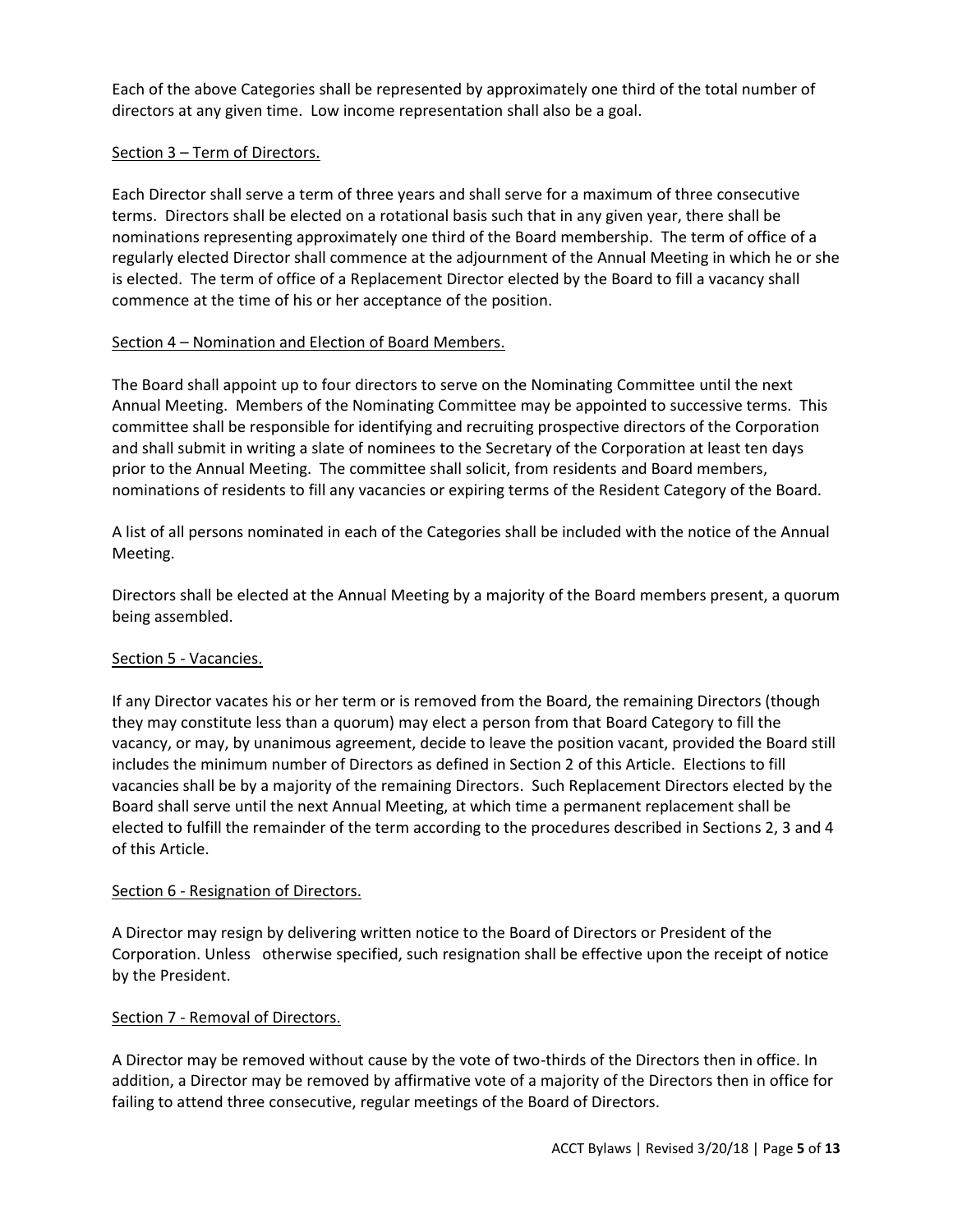Each of the above Categories shall be represented by approximately one third of the total number of directors at any given time. Low income representation shall also be a goal.

### Section 3 – Term of Directors.

Each Director shall serve a term of three years and shall serve for a maximum of three consecutive terms. Directors shall be elected on a rotational basis such that in any given year, there shall be nominations representing approximately one third of the Board membership. The term of office of a regularly elected Director shall commence at the adjournment of the Annual Meeting in which he or she is elected. The term of office of a Replacement Director elected by the Board to fill a vacancy shall commence at the time of his or her acceptance of the position.

### Section 4 – Nomination and Election of Board Members.

The Board shall appoint up to four directors to serve on the Nominating Committee until the next Annual Meeting. Members of the Nominating Committee may be appointed to successive terms. This committee shall be responsible for identifying and recruiting prospective directors of the Corporation and shall submit in writing a slate of nominees to the Secretary of the Corporation at least ten days prior to the Annual Meeting. The committee shall solicit, from residents and Board members, nominations of residents to fill any vacancies or expiring terms of the Resident Category of the Board.

A list of all persons nominated in each of the Categories shall be included with the notice of the Annual Meeting.

Directors shall be elected at the Annual Meeting by a majority of the Board members present, a quorum being assembled.

### Section 5 - Vacancies.

If any Director vacates his or her term or is removed from the Board, the remaining Directors (though they may constitute less than a quorum) may elect a person from that Board Category to fill the vacancy, or may, by unanimous agreement, decide to leave the position vacant, provided the Board still includes the minimum number of Directors as defined in Section 2 of this Article. Elections to fill vacancies shall be by a majority of the remaining Directors. Such Replacement Directors elected by the Board shall serve until the next Annual Meeting, at which time a permanent replacement shall be elected to fulfill the remainder of the term according to the procedures described in Sections 2, 3 and 4 of this Article.

### Section 6 - Resignation of Directors.

A Director may resign by delivering written notice to the Board of Directors or President of the Corporation. Unless otherwise specified, such resignation shall be effective upon the receipt of notice by the President.

### Section 7 - Removal of Directors.

A Director may be removed without cause by the vote of two-thirds of the Directors then in office. In addition, a Director may be removed by affirmative vote of a majority of the Directors then in office for failing to attend three consecutive, regular meetings of the Board of Directors.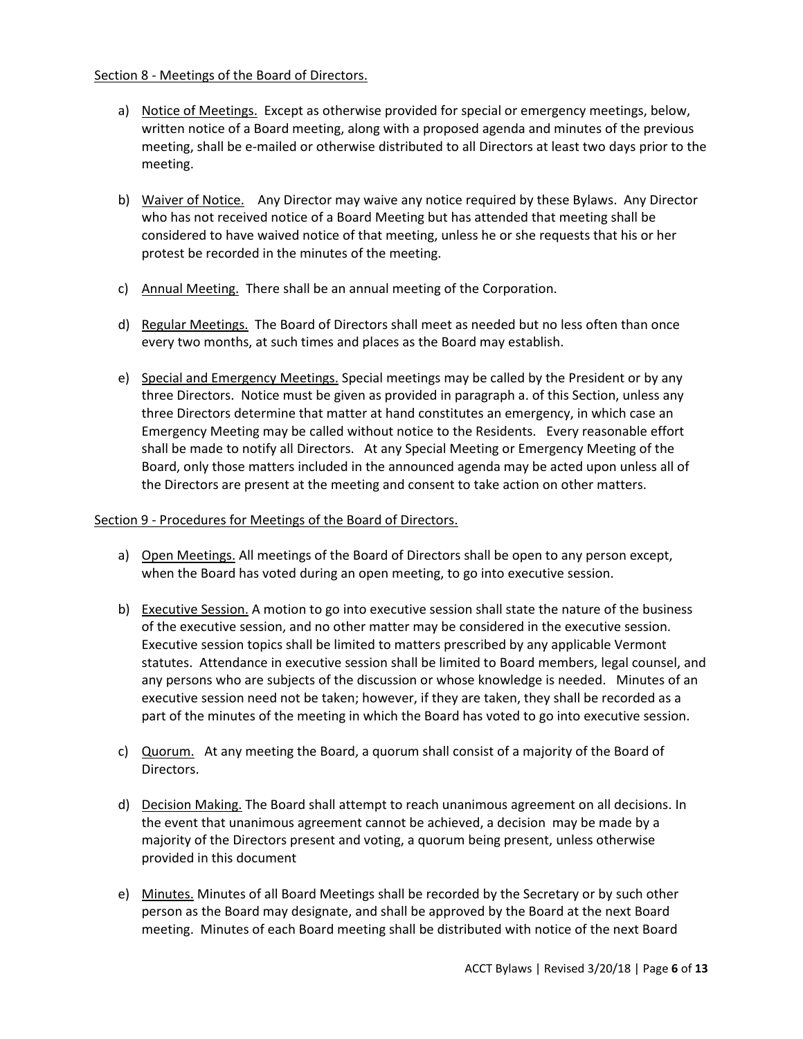Section 8 - Meetings of the Board of Directors.

a) Notice of Meetings. Except as otherwise provided for special or emergency meetings, below, written notice of a Board meeting, along with a proposed agenda and minutes of the previous meeting, shall be e-mailed or otherwise distributed to all Directors at least two days prior to the meeting.

b) Waiver of Notice. Any Director may waive any notice required by these Bylaws. Any Director who has not received notice of a Board Meeting but has attended that meeting shall be considered to have waived notice of that meeting, unless he or she requests that his or her protest be recorded in the minutes of the meeting.

c) Annual Meeting. There shall be an annual meeting of the Corporation.

d) Regular Meetings. The Board of Directors shall meet as needed but no less often than once every two months, at such times and places as the Board may establish.

e) Special and Emergency Meetings. Special meetings may be called by the President or by any three Directors. Notice must be given as provided in paragraph a. of this Section, unless any three Directors determine that matter at hand constitutes an emergency, in which case an Emergency Meeting may be called without notice to the Residents. Every reasonable effort shall be made to notify all Directors. At any Special Meeting or Emergency Meeting of the Board, only those matters included in the announced agenda may be acted upon unless all of the Directors are present at the meeting and consent to take action on other matters.

Section 9 - Procedures for Meetings of the Board of Directors.

a) Open Meetings. All meetings of the Board of Directors shall be open to any person except, when the Board has voted during an open meeting, to go into executive session.

b) Executive Session. A motion to go into executive session shall state the nature of the business of the executive session, and no other matter may be considered in the executive session. Executive session topics shall be limited to matters prescribed by any applicable Vermont statutes. Attendance in executive session shall be limited to Board members, legal counsel, and any persons who are subjects of the discussion or whose knowledge is needed. Minutes of an executive session need not be taken; however, if they are taken, they shall be recorded as a part of the minutes of the meeting in which the Board has voted to go into executive session.

c) Quorum. At any meeting the Board, a quorum shall consist of a majority of the Board of Directors.

d) Decision Making. The Board shall attempt to reach unanimous agreement on all decisions. In the event that unanimous agreement cannot be achieved, a decision may be made by a majority of the Directors present and voting, a quorum being present, unless otherwise provided in this document

e) Minutes. Minutes of all Board Meetings shall be recorded by the Secretary or by such other person as the Board may designate, and shall be approved by the Board at the next Board meeting. Minutes of each Board meeting shall be distributed with notice of the next Board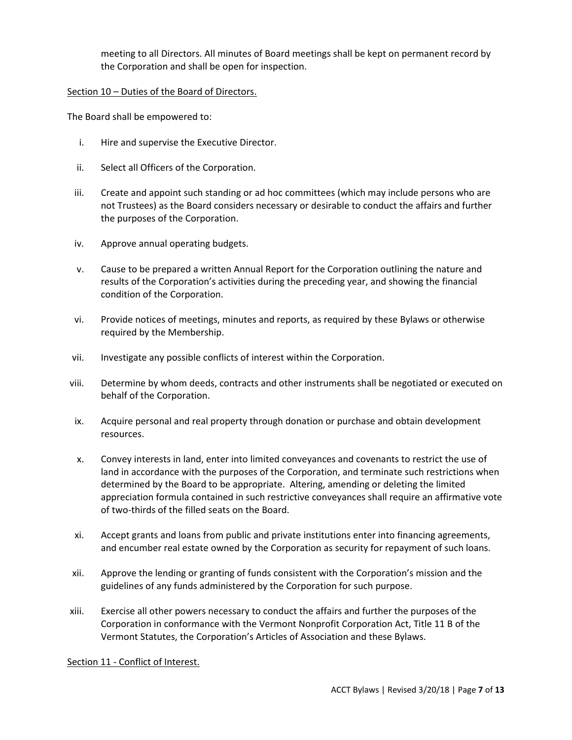meeting to all Directors. All minutes of Board meetings shall be kept on permanent record by the Corporation and shall be open for inspection.

<u>Section 10 – Duties of the Board of Directors.</u>

The Board shall be empowered to:

i. Hire and supervise the Executive Director.

ii. Select all Officers of the Corporation.

iii. Create and appoint such standing or ad hoc committees (which may include persons who are not Trustees) as the Board considers necessary or desirable to conduct the affairs and further the purposes of the Corporation.

iv. Approve annual operating budgets.

v. Cause to be prepared a written Annual Report for the Corporation outlining the nature and results of the Corporation's activities during the preceding year, and showing the financial condition of the Corporation.

vi. Provide notices of meetings, minutes and reports, as required by these Bylaws or otherwise required by the Membership.

vii. Investigate any possible conflicts of interest within the Corporation.

viii. Determine by whom deeds, contracts and other instruments shall be negotiated or executed on behalf of the Corporation.

ix. Acquire personal and real property through donation or purchase and obtain development resources.

x. Convey interests in land, enter into limited conveyances and covenants to restrict the use of land in accordance with the purposes of the Corporation, and terminate such restrictions when determined by the Board to be appropriate. Altering, amending or deleting the limited appreciation formula contained in such restrictive conveyances shall require an affirmative vote of two-thirds of the filled seats on the Board.

xi. Accept grants and loans from public and private institutions enter into financing agreements, and encumber real estate owned by the Corporation as security for repayment of such loans.

xii. Approve the lending or granting of funds consistent with the Corporation's mission and the guidelines of any funds administered by the Corporation for such purpose.

xiii. Exercise all other powers necessary to conduct the affairs and further the purposes of the Corporation in conformance with the Vermont Nonprofit Corporation Act, Title 11 B of the Vermont Statutes, the Corporation's Articles of Association and these Bylaws.

<u>Section 11 - Conflict of Interest.</u>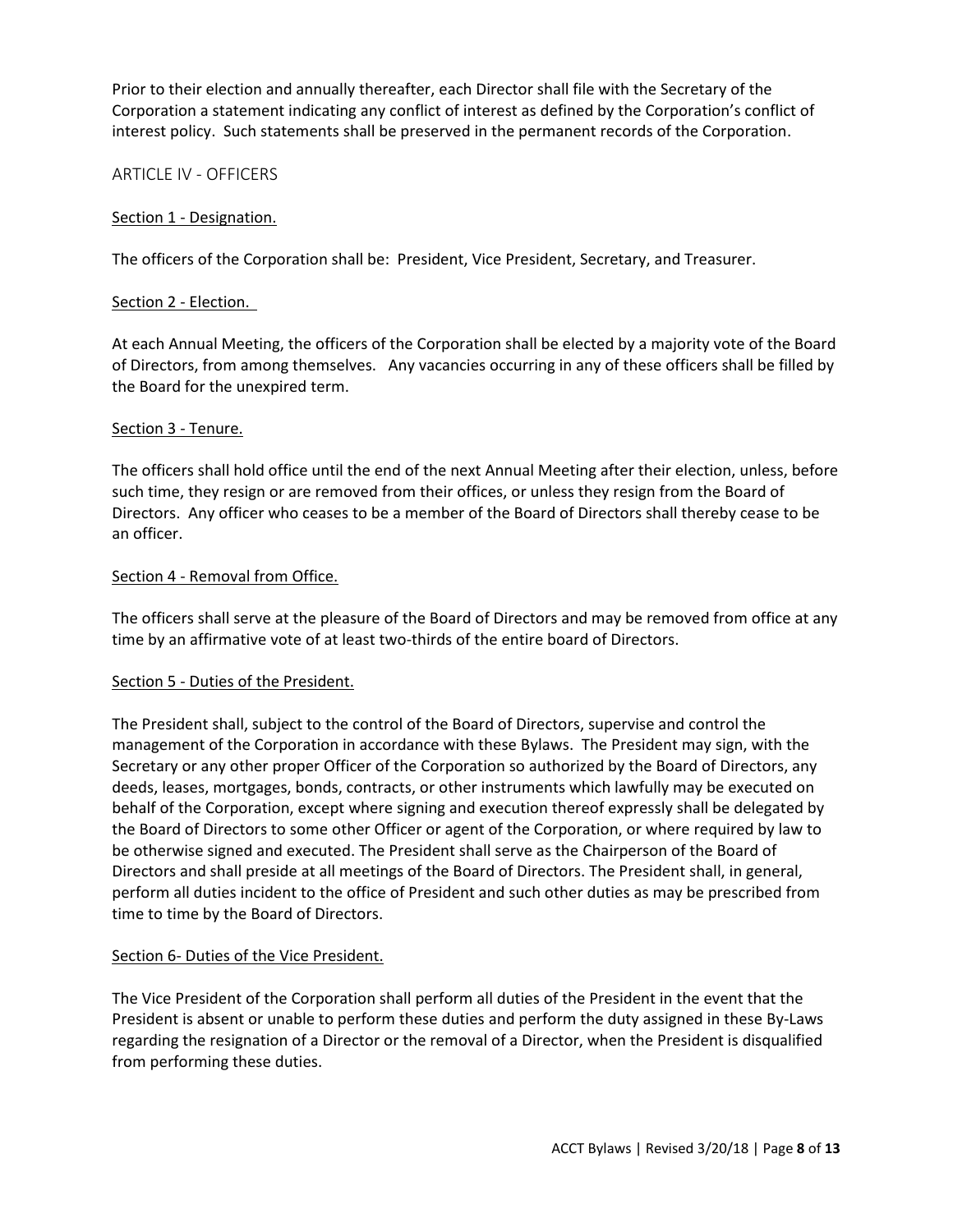Prior to their election and annually thereafter, each Director shall file with the Secretary of the Corporation a statement indicating any conflict of interest as defined by the Corporation's conflict of interest policy. Such statements shall be preserved in the permanent records of the Corporation.

## ARTICLE IV - OFFICERS

### Section 1 - Designation.

The officers of the Corporation shall be: President, Vice President, Secretary, and Treasurer.

### Section 2 - Election.

At each Annual Meeting, the officers of the Corporation shall be elected by a majority vote of the Board of Directors, from among themselves. Any vacancies occurring in any of these officers shall be filled by the Board for the unexpired term.

### Section 3 - Tenure.

The officers shall hold office until the end of the next Annual Meeting after their election, unless, before such time, they resign or are removed from their offices, or unless they resign from the Board of Directors. Any officer who ceases to be a member of the Board of Directors shall thereby cease to be an officer.

### Section 4 - Removal from Office.

The officers shall serve at the pleasure of the Board of Directors and may be removed from office at any time by an affirmative vote of at least two-thirds of the entire board of Directors.

### Section 5 - Duties of the President.

The President shall, subject to the control of the Board of Directors, supervise and control the management of the Corporation in accordance with these Bylaws. The President may sign, with the Secretary or any other proper Officer of the Corporation so authorized by the Board of Directors, any deeds, leases, mortgages, bonds, contracts, or other instruments which lawfully may be executed on behalf of the Corporation, except where signing and execution thereof expressly shall be delegated by the Board of Directors to some other Officer or agent of the Corporation, or where required by law to be otherwise signed and executed. The President shall serve as the Chairperson of the Board of Directors and shall preside at all meetings of the Board of Directors. The President shall, in general, perform all duties incident to the office of President and such other duties as may be prescribed from time to time by the Board of Directors.

### Section 6- Duties of the Vice President.

The Vice President of the Corporation shall perform all duties of the President in the event that the President is absent or unable to perform these duties and perform the duty assigned in these By-Laws regarding the resignation of a Director or the removal of a Director, when the President is disqualified from performing these duties.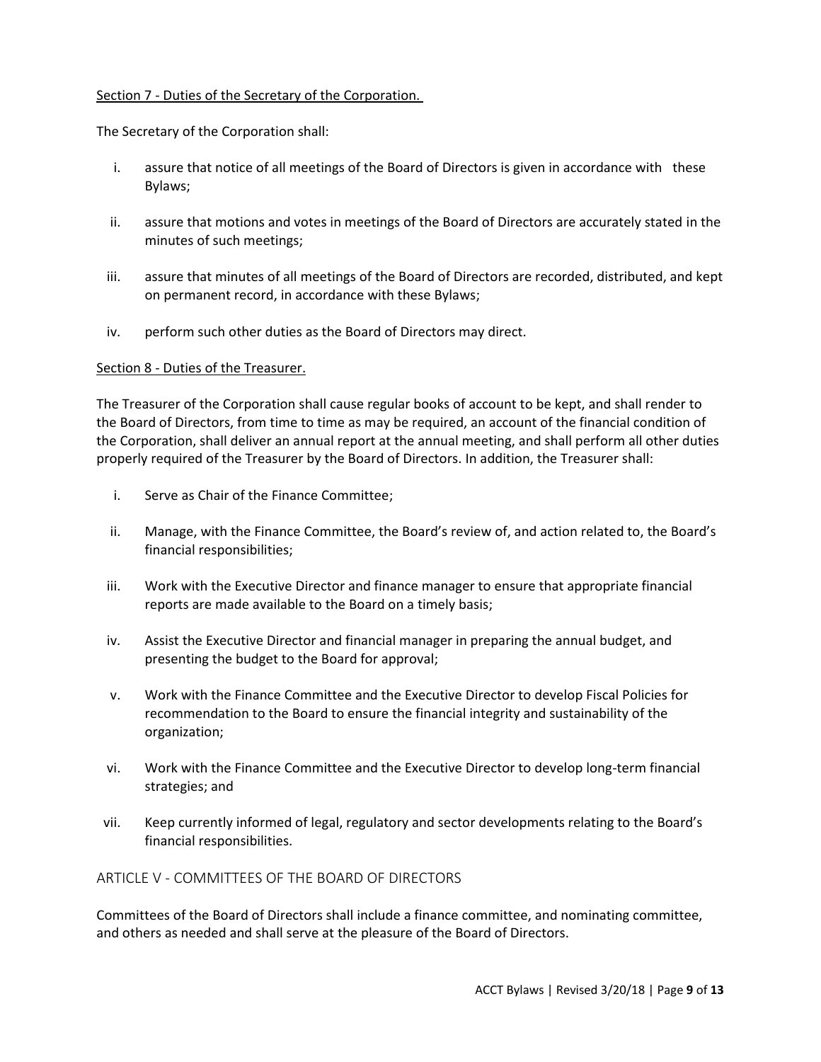Section 7 - Duties of the Secretary of the Corporation.

The Secretary of the Corporation shall:

i. assure that notice of all meetings of the Board of Directors is given in accordance with these Bylaws;

ii. assure that motions and votes in meetings of the Board of Directors are accurately stated in the minutes of such meetings;

iii. assure that minutes of all meetings of the Board of Directors are recorded, distributed, and kept on permanent record, in accordance with these Bylaws;

iv. perform such other duties as the Board of Directors may direct.

Section 8 - Duties of the Treasurer.

The Treasurer of the Corporation shall cause regular books of account to be kept, and shall render to the Board of Directors, from time to time as may be required, an account of the financial condition of the Corporation, shall deliver an annual report at the annual meeting, and shall perform all other duties properly required of the Treasurer by the Board of Directors. In addition, the Treasurer shall:

i. Serve as Chair of the Finance Committee;

ii. Manage, with the Finance Committee, the Board's review of, and action related to, the Board's financial responsibilities;

iii. Work with the Executive Director and finance manager to ensure that appropriate financial reports are made available to the Board on a timely basis;

iv. Assist the Executive Director and financial manager in preparing the annual budget, and presenting the budget to the Board for approval;

v. Work with the Finance Committee and the Executive Director to develop Fiscal Policies for recommendation to the Board to ensure the financial integrity and sustainability of the organization;

vi. Work with the Finance Committee and the Executive Director to develop long-term financial strategies; and

vii. Keep currently informed of legal, regulatory and sector developments relating to the Board's financial responsibilities.

## ARTICLE V - COMMITTEES OF THE BOARD OF DIRECTORS

Committees of the Board of Directors shall include a finance committee, and nominating committee, and others as needed and shall serve at the pleasure of the Board of Directors.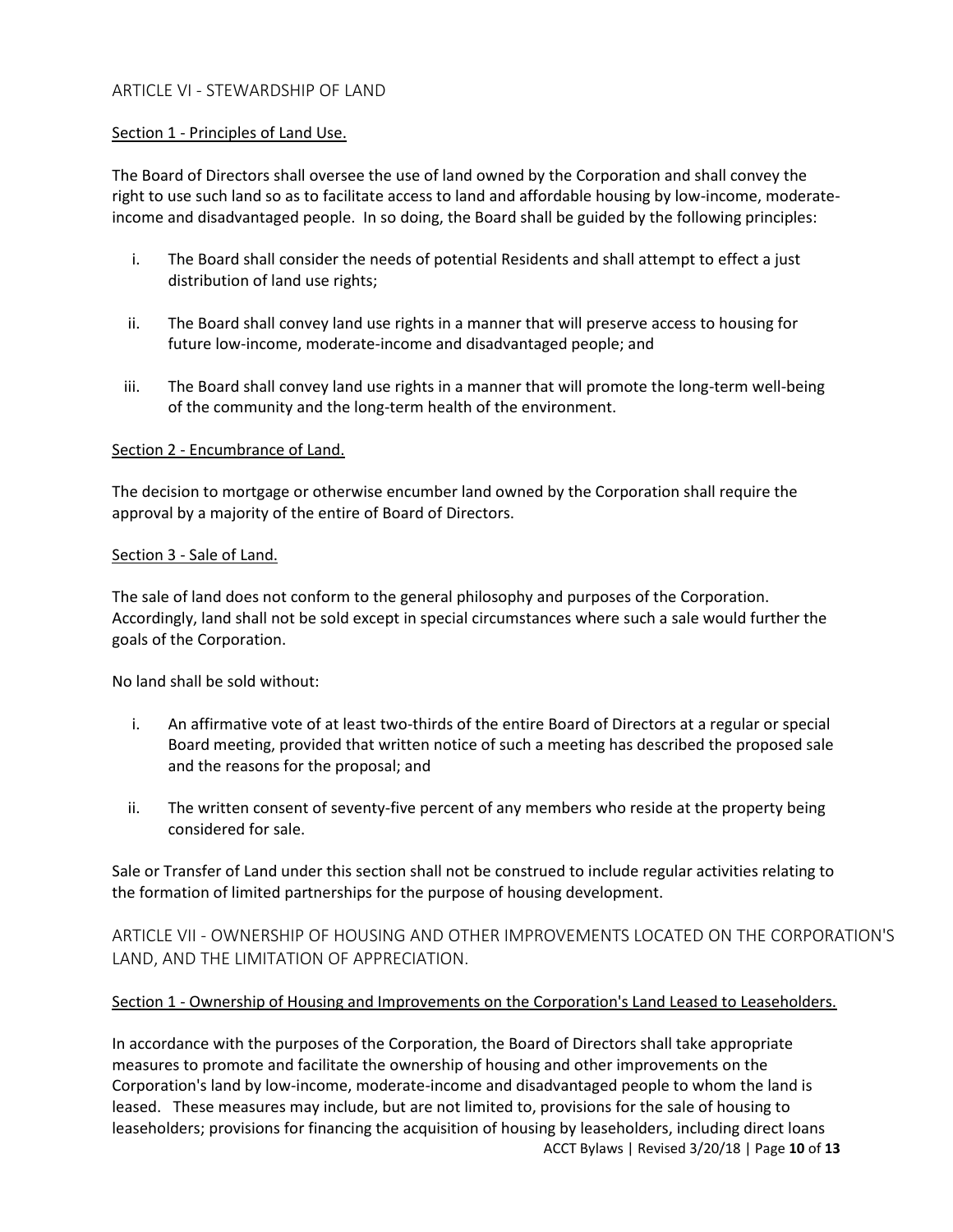## ARTICLE VI - STEWARDSHIP OF LAND

Section 1 - Principles of Land Use.

The Board of Directors shall oversee the use of land owned by the Corporation and shall convey the right to use such land so as to facilitate access to land and affordable housing by low-income, moderate-income and disadvantaged people. In so doing, the Board shall be guided by the following principles:

i. The Board shall consider the needs of potential Residents and shall attempt to effect a just distribution of land use rights;

ii. The Board shall convey land use rights in a manner that will preserve access to housing for future low-income, moderate-income and disadvantaged people; and

iii. The Board shall convey land use rights in a manner that will promote the long-term well-being of the community and the long-term health of the environment.

Section 2 - Encumbrance of Land.

The decision to mortgage or otherwise encumber land owned by the Corporation shall require the approval by a majority of the entire of Board of Directors.

Section 3 - Sale of Land.

The sale of land does not conform to the general philosophy and purposes of the Corporation. Accordingly, land shall not be sold except in special circumstances where such a sale would further the goals of the Corporation.

No land shall be sold without:

i. An affirmative vote of at least two-thirds of the entire Board of Directors at a regular or special Board meeting, provided that written notice of such a meeting has described the proposed sale and the reasons for the proposal; and

ii. The written consent of seventy-five percent of any members who reside at the property being considered for sale.

Sale or Transfer of Land under this section shall not be construed to include regular activities relating to the formation of limited partnerships for the purpose of housing development.

## ARTICLE VII - OWNERSHIP OF HOUSING AND OTHER IMPROVEMENTS LOCATED ON THE CORPORATION'S LAND, AND THE LIMITATION OF APPRECIATION.

Section 1 - Ownership of Housing and Improvements on the Corporation's Land Leased to Leaseholders.

In accordance with the purposes of the Corporation, the Board of Directors shall take appropriate measures to promote and facilitate the ownership of housing and other improvements on the Corporation's land by low-income, moderate-income and disadvantaged people to whom the land is leased. These measures may include, but are not limited to, provisions for the sale of housing to leaseholders; provisions for financing the acquisition of housing by leaseholders, including direct loans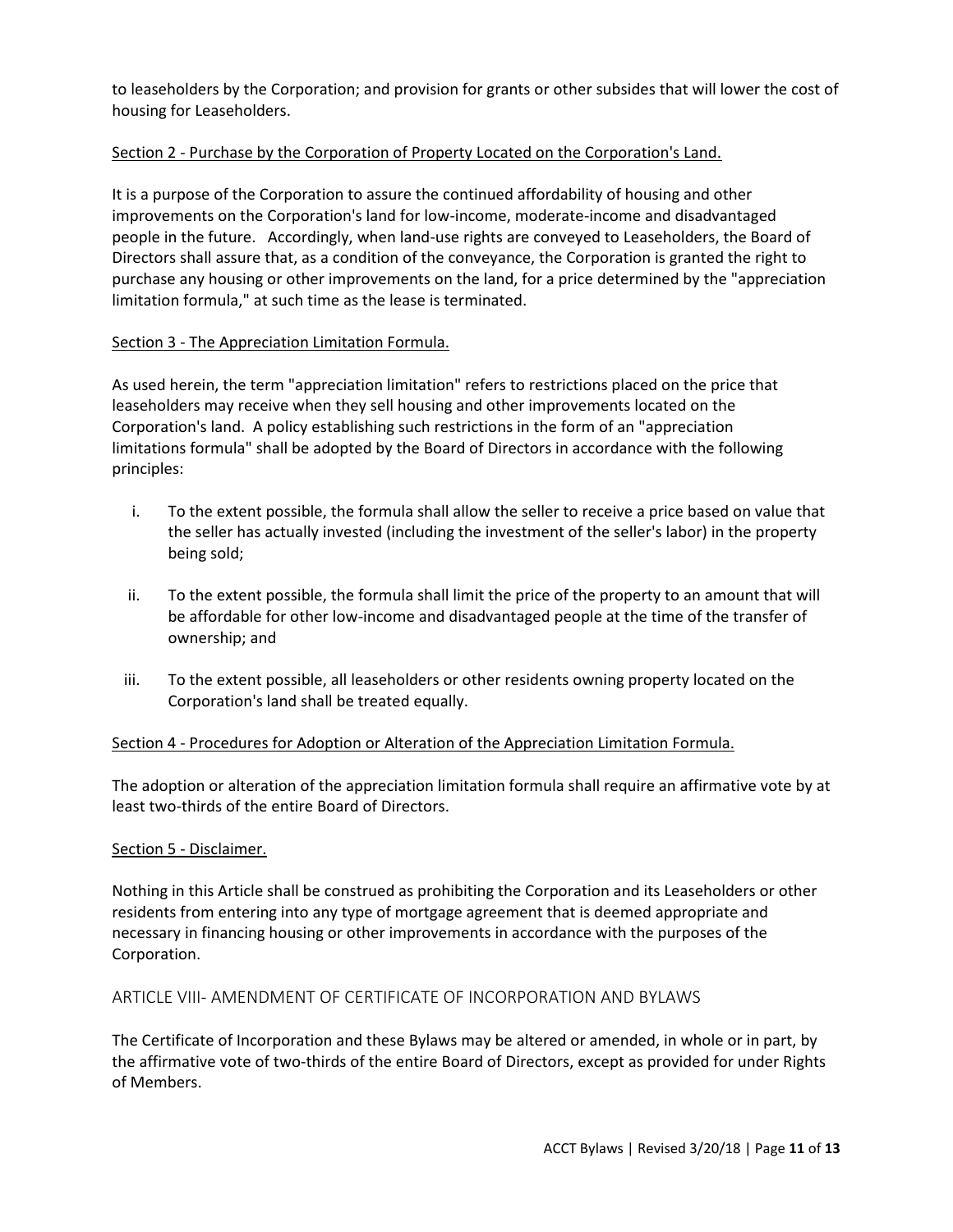to leaseholders by the Corporation; and provision for grants or other subsides that will lower the cost of housing for Leaseholders.

<u>Section 2 - Purchase by the Corporation of Property Located on the Corporation's Land.</u>

It is a purpose of the Corporation to assure the continued affordability of housing and other improvements on the Corporation's land for low-income, moderate-income and disadvantaged people in the future. Accordingly, when land-use rights are conveyed to Leaseholders, the Board of Directors shall assure that, as a condition of the conveyance, the Corporation is granted the right to purchase any housing or other improvements on the land, for a price determined by the "appreciation limitation formula," at such time as the lease is terminated.

<u>Section 3 - The Appreciation Limitation Formula.</u>

As used herein, the term "appreciation limitation" refers to restrictions placed on the price that leaseholders may receive when they sell housing and other improvements located on the Corporation's land. A policy establishing such restrictions in the form of an "appreciation limitations formula" shall be adopted by the Board of Directors in accordance with the following principles:

i. To the extent possible, the formula shall allow the seller to receive a price based on value that the seller has actually invested (including the investment of the seller's labor) in the property being sold;

ii. To the extent possible, the formula shall limit the price of the property to an amount that will be affordable for other low-income and disadvantaged people at the time of the transfer of ownership; and

iii. To the extent possible, all leaseholders or other residents owning property located on the Corporation's land shall be treated equally.

<u>Section 4 - Procedures for Adoption or Alteration of the Appreciation Limitation Formula.</u>

The adoption or alteration of the appreciation limitation formula shall require an affirmative vote by at least two-thirds of the entire Board of Directors.

<u>Section 5 - Disclaimer.</u>

Nothing in this Article shall be construed as prohibiting the Corporation and its Leaseholders or other residents from entering into any type of mortgage agreement that is deemed appropriate and necessary in financing housing or other improvements in accordance with the purposes of the Corporation.

## ARTICLE VIII- AMENDMENT OF CERTIFICATE OF INCORPORATION AND BYLAWS

The Certificate of Incorporation and these Bylaws may be altered or amended, in whole or in part, by the affirmative vote of two-thirds of the entire Board of Directors, except as provided for under Rights of Members.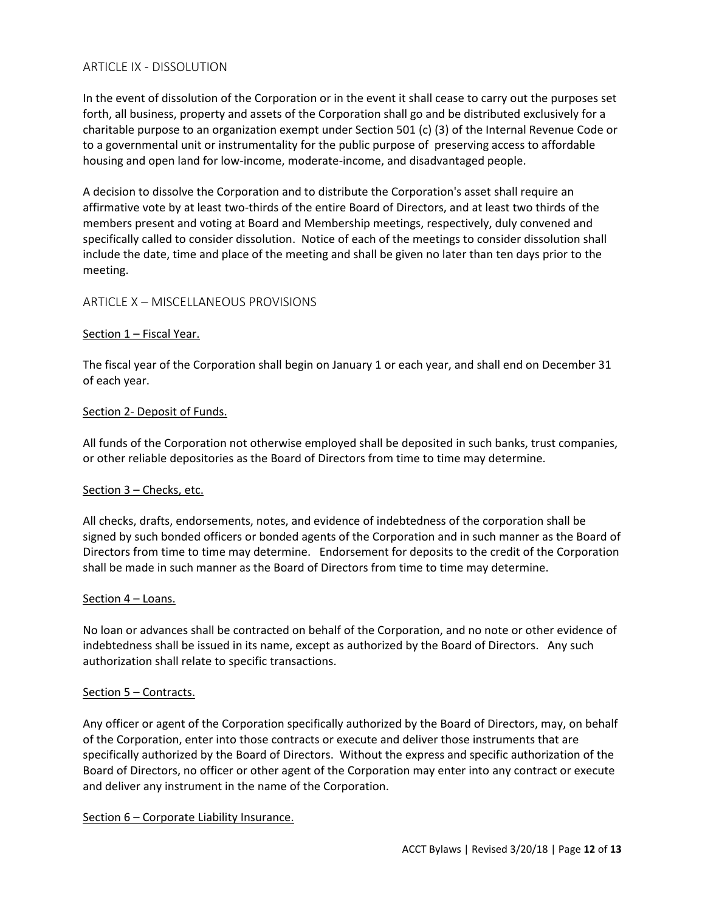## ARTICLE IX - DISSOLUTION

In the event of dissolution of the Corporation or in the event it shall cease to carry out the purposes set forth, all business, property and assets of the Corporation shall go and be distributed exclusively for a charitable purpose to an organization exempt under Section 501 (c) (3) of the Internal Revenue Code or to a governmental unit or instrumentality for the public purpose of preserving access to affordable housing and open land for low-income, moderate-income, and disadvantaged people.

A decision to dissolve the Corporation and to distribute the Corporation's asset shall require an affirmative vote by at least two-thirds of the entire Board of Directors, and at least two thirds of the members present and voting at Board and Membership meetings, respectively, duly convened and specifically called to consider dissolution. Notice of each of the meetings to consider dissolution shall include the date, time and place of the meeting and shall be given no later than ten days prior to the meeting.

## ARTICLE X – MISCELLANEOUS PROVISIONS

<u>Section 1 – Fiscal Year.</u>

The fiscal year of the Corporation shall begin on January 1 or each year, and shall end on December 31 of each year.

<u>Section 2- Deposit of Funds.</u>

All funds of the Corporation not otherwise employed shall be deposited in such banks, trust companies, or other reliable depositories as the Board of Directors from time to time may determine.

<u>Section 3 – Checks, etc.</u>

All checks, drafts, endorsements, notes, and evidence of indebtedness of the corporation shall be signed by such bonded officers or bonded agents of the Corporation and in such manner as the Board of Directors from time to time may determine. Endorsement for deposits to the credit of the Corporation shall be made in such manner as the Board of Directors from time to time may determine.

<u>Section 4 – Loans.</u>

No loan or advances shall be contracted on behalf of the Corporation, and no note or other evidence of indebtedness shall be issued in its name, except as authorized by the Board of Directors. Any such authorization shall relate to specific transactions.

<u>Section 5 – Contracts.</u>

Any officer or agent of the Corporation specifically authorized by the Board of Directors, may, on behalf of the Corporation, enter into those contracts or execute and deliver those instruments that are specifically authorized by the Board of Directors. Without the express and specific authorization of the Board of Directors, no officer or other agent of the Corporation may enter into any contract or execute and deliver any instrument in the name of the Corporation.

<u>Section 6 – Corporate Liability Insurance.</u>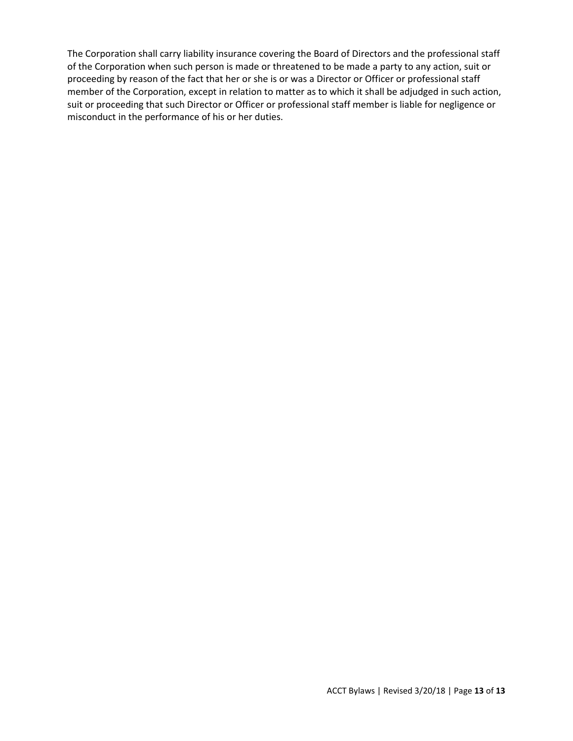The Corporation shall carry liability insurance covering the Board of Directors and the professional staff of the Corporation when such person is made or threatened to be made a party to any action, suit or proceeding by reason of the fact that her or she is or was a Director or Officer or professional staff member of the Corporation, except in relation to matter as to which it shall be adjudged in such action, suit or proceeding that such Director or Officer or professional staff member is liable for negligence or misconduct in the performance of his or her duties.